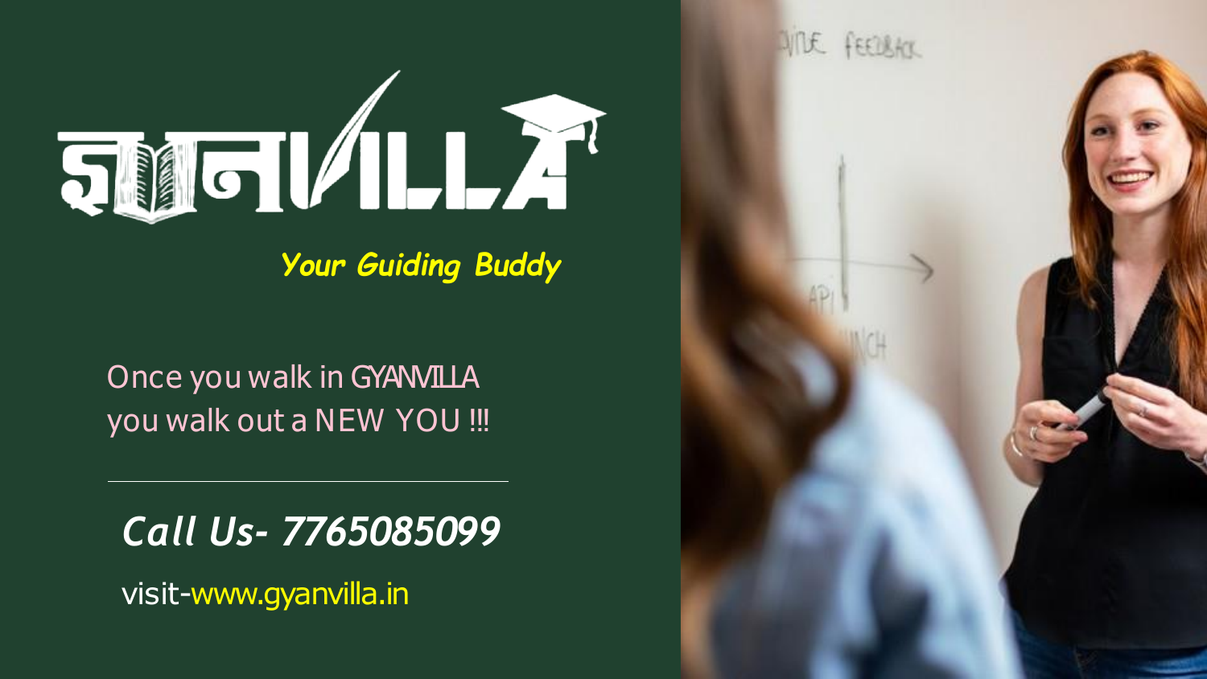# GYANVILLA

***Your Guiding Buddy***

Once you walk in GYANVILLA
you walk out a NEW YOU !!!

---

***Call Us- 7765085099***

visit-www.gyanvilla.in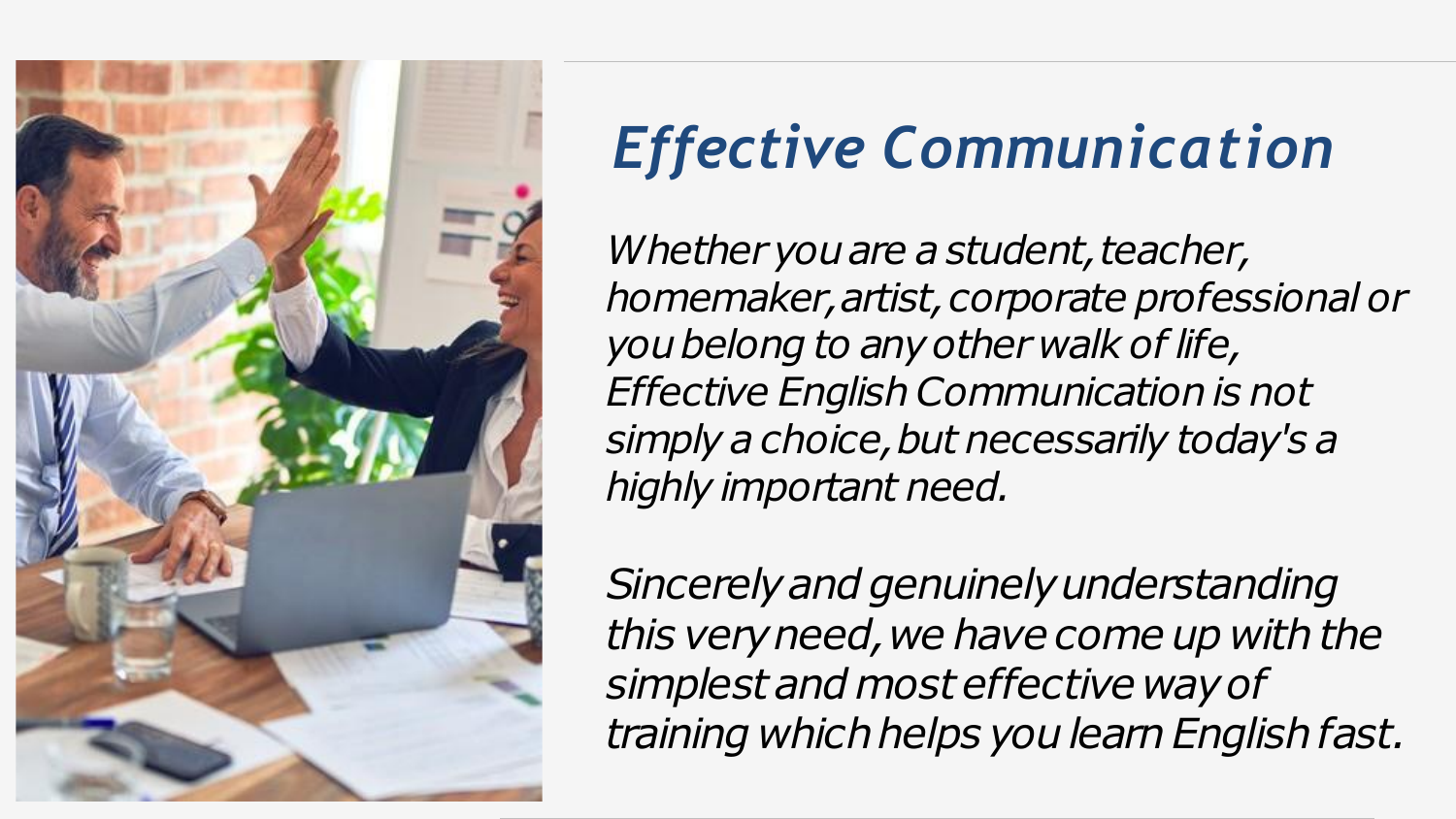# *Effective Communication*

*Whether you are a student, teacher, homemaker, artist, corporate professional or you belong to any other walk of life, Effective English Communication is not simply a choice, but necessarily today's a highly important need.*

*Sincerely and genuinely understanding this very need, we have come up with the simplest and most effective way of training which helps you learn English fast.*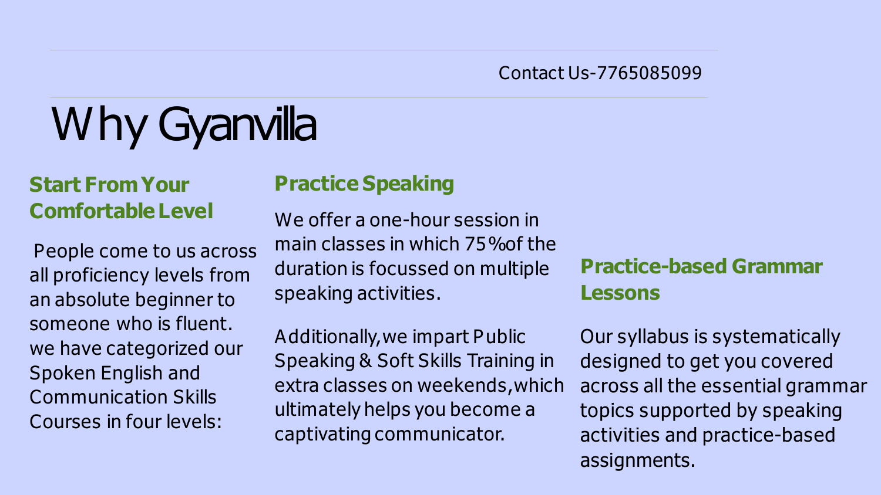Contact Us-7765085099

# Why Gyanvilla

### Start From Your Comfortable Level

People come to us across all proficiency levels from an absolute beginner to someone who is fluent. we have categorized our Spoken English and Communication Skills Courses in four levels:

### Practice Speaking

We offer a one-hour session in main classes in which 75%of the duration is focussed on multiple speaking activities.

Additionally,we impart Public Speaking & Soft Skills Training in extra classes on weekends,which ultimately helps you become a captivating communicator.

### Practice-based Grammar Lessons

Our syllabus is systematically designed to get you covered across all the essential grammar topics supported by speaking activities and practice-based assignments.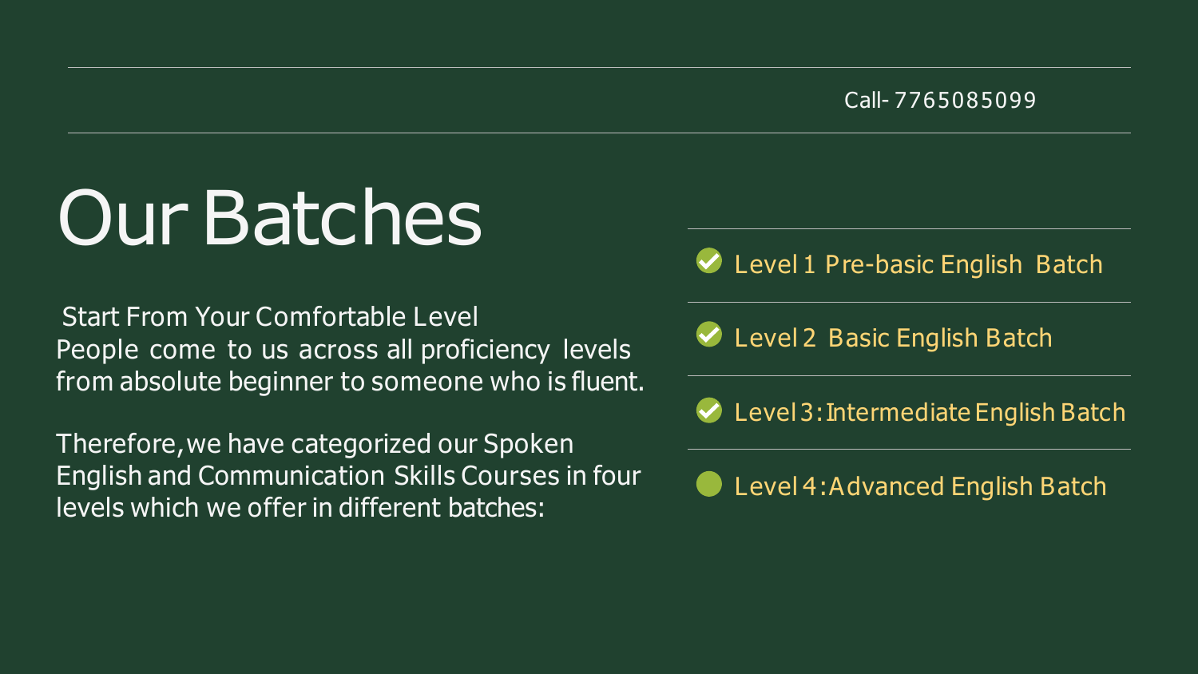Call- 7765085099

# Our Batches

Start From Your Comfortable Level
People come to us across all proficiency levels from absolute beginner to someone who is fluent.

Therefore, we have categorized our Spoken English and Communication Skills Courses in four levels which we offer in different batches:

- Level 1 Pre-basic English Batch
- Level 2 Basic English Batch
- Level 3: Intermediate English Batch
- Level 4: Advanced English Batch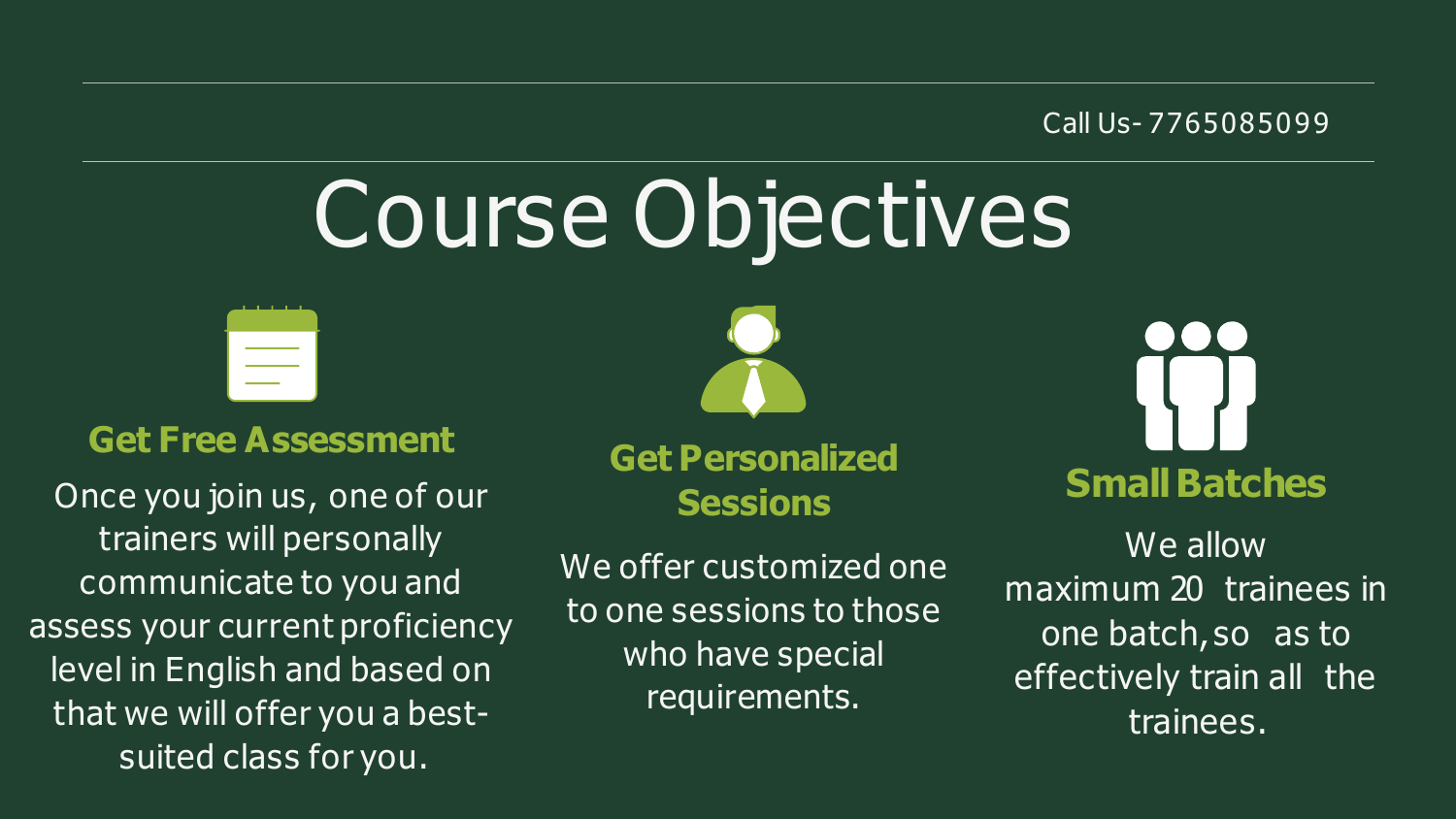Call Us- 7765085099

# Course Objectives

### Get Free Assessment

Once you join us, one of our trainers will personally communicate to you and assess your current proficiency level in English and based on that we will offer you a best-suited class for you.

### Get Personalized Sessions

We offer customized one to one sessions to those who have special requirements.

### Small Batches

We allow maximum 20 trainees in one batch, so as to effectively train all the trainees.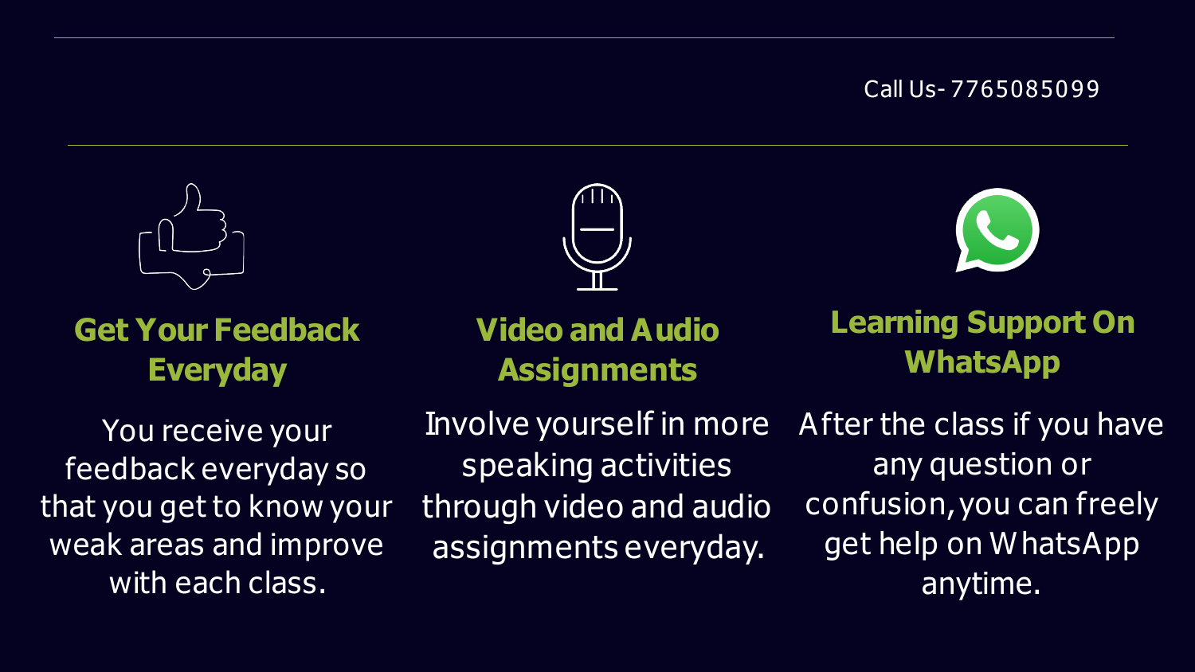Call Us- 7765085099

### Get Your Feedback Everyday

You receive your feedback everyday so that you get to know your weak areas and improve with each class.

### Video and Audio Assignments

Involve yourself in more speaking activities through video and audio assignments everyday.

### Learning Support On WhatsApp

After the class if you have any question or confusion, you can freely get help on WhatsApp anytime.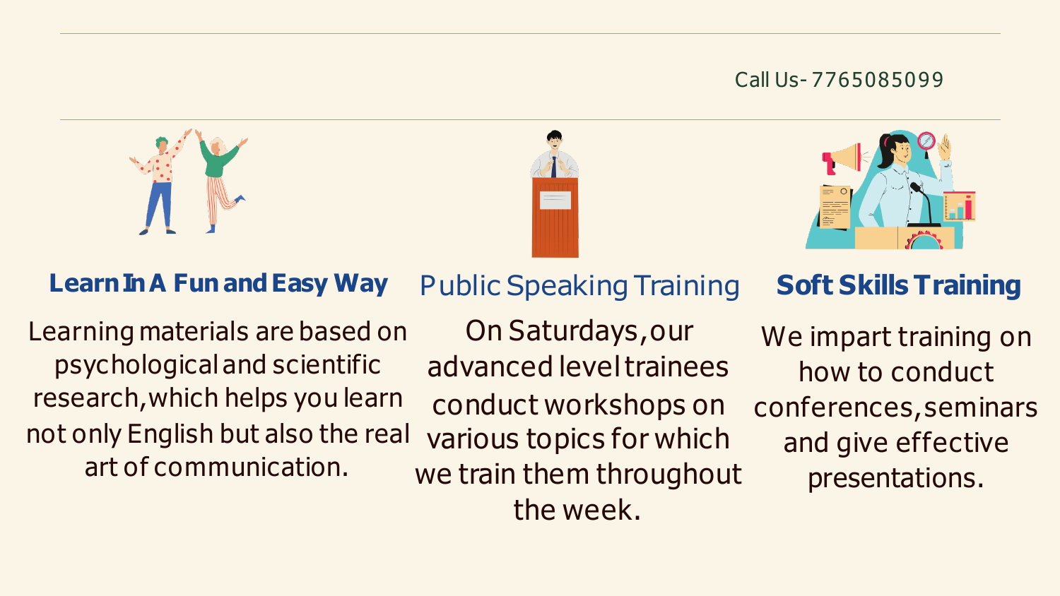Call Us- 7765085099

### Learn In A Fun and Easy Way

Learning materials are based on psychological and scientific research,which helps you learn not only English but also the real art of communication.

### Public Speaking Training

On Saturdays,our advanced level trainees conduct workshops on various topics for which we train them throughout the week.

### Soft Skills Training

We impart training on how to conduct conferences,seminars and give effective presentations.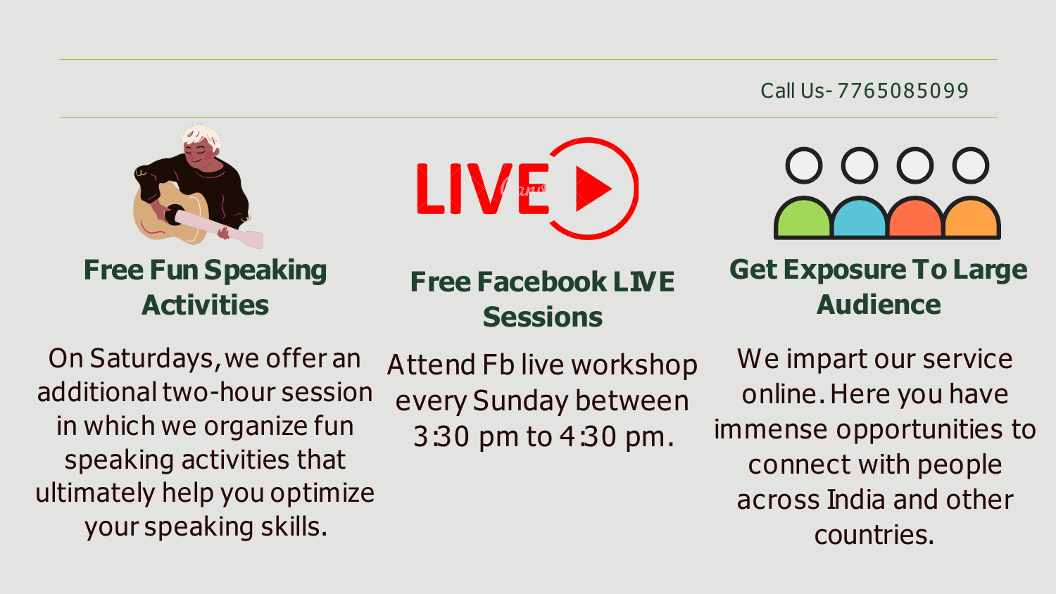Call Us- 7765085099

## Free Fun Speaking Activities

On Saturdays, we offer an additional two-hour session in which we organize fun speaking activities that ultimately help you optimize your speaking skills.

## Free Facebook LIVE Sessions

Attend Fb live workshop every Sunday between 3:30 pm to 4:30 pm.

## Get Exposure To Large Audience

We impart our service online. Here you have immense opportunities to connect with people across India and other countries.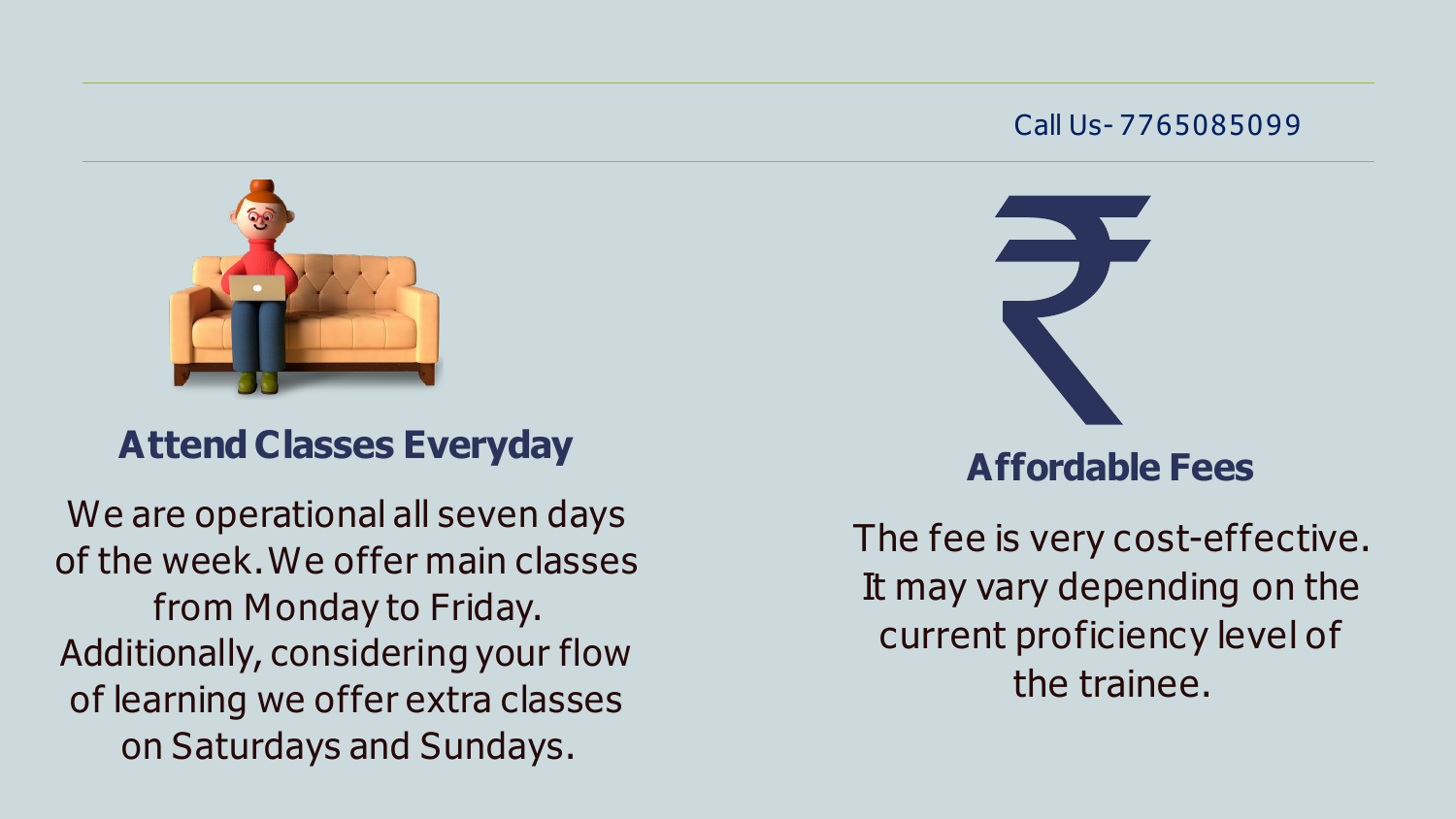Call Us- 7765085099

## Attend Classes Everyday

We are operational all seven days of the week. We offer main classes from Monday to Friday. Additionally, considering your flow of learning we offer extra classes on Saturdays and Sundays.

## Affordable Fees

The fee is very cost-effective. It may vary depending on the current proficiency level of the trainee.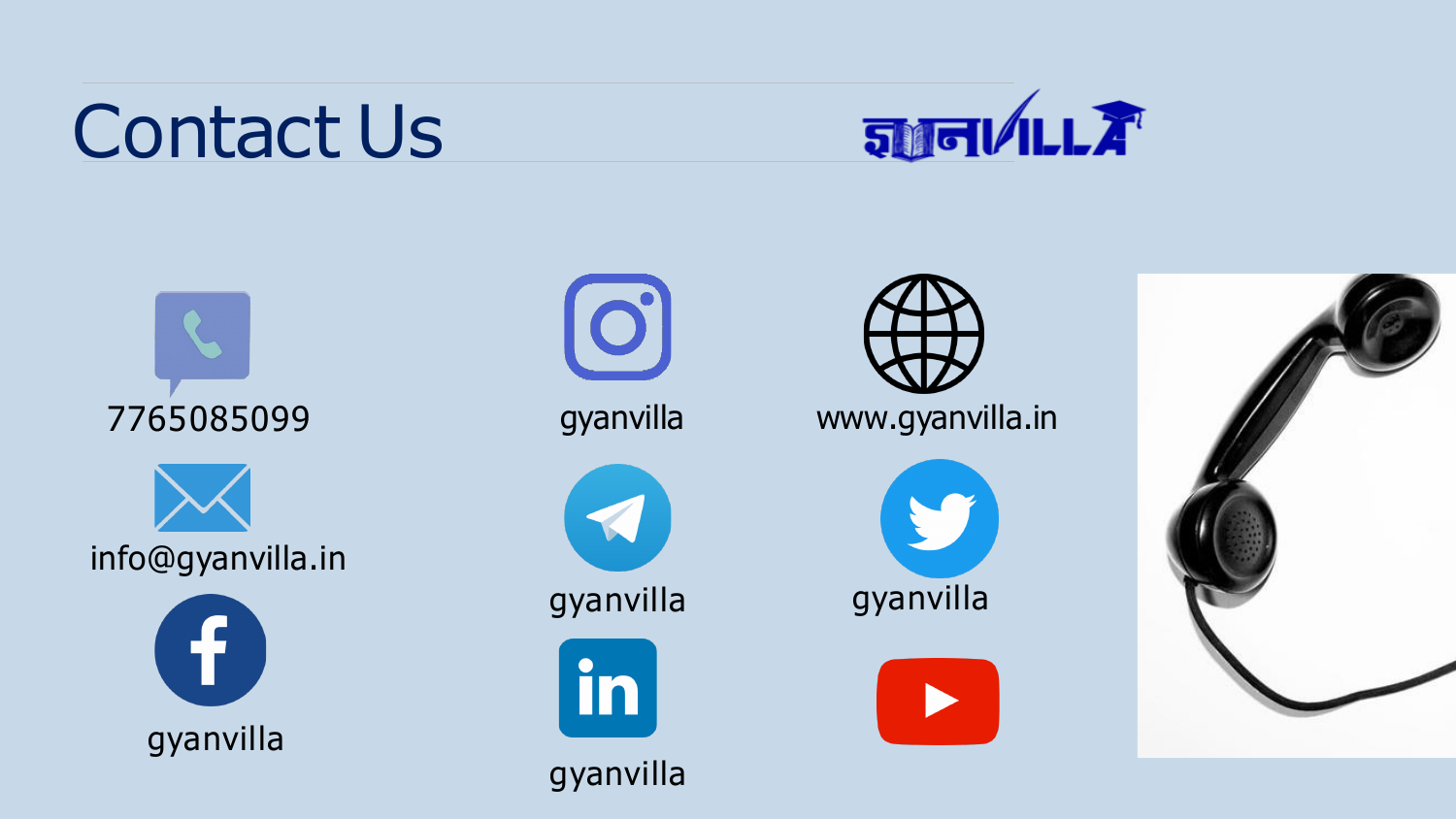# Contact Us

7765085099

info@gyanvilla.in

gyanvilla

gyanvilla

gyanvilla

gyanvilla

www.gyanvilla.in

gyanvilla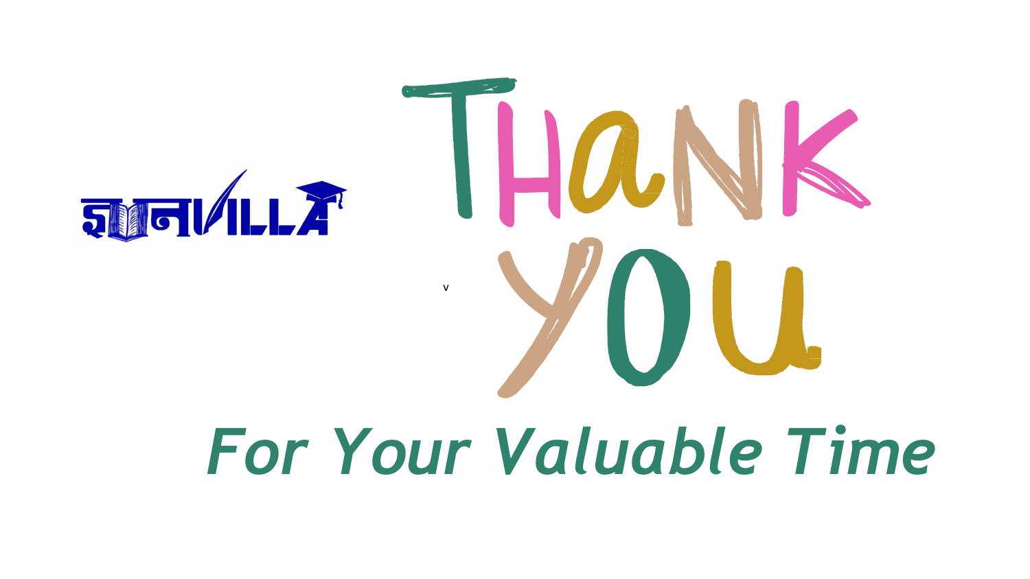# Thank You

*For Your Valuable Time*